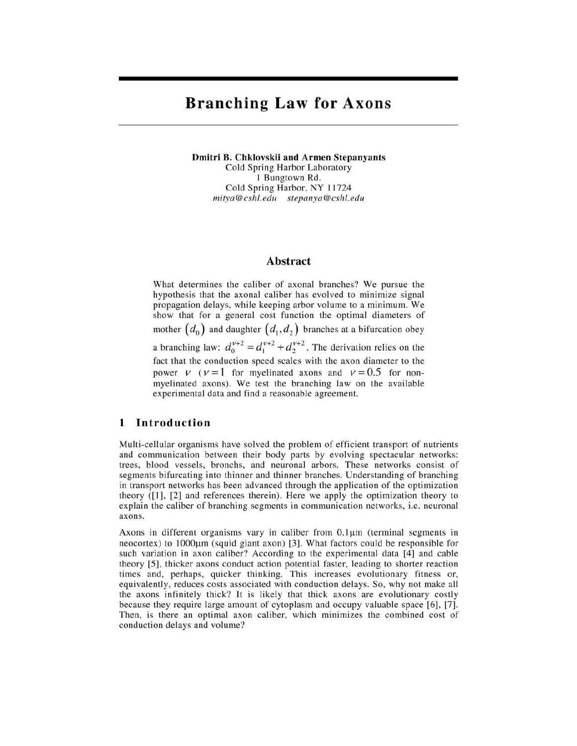# Branching Law for Axons

**Dmitri B. Chklovskii and Armen Stepanyants**
Cold Spring Harbor Laboratory
1 Bungtown Rd.
Cold Spring Harbor, NY 11724
*mitya@cshl.edu* *stepanya@cshl.edu*

## Abstract

What determines the caliber of axonal branches? We pursue the hypothesis that the axonal caliber has evolved to minimize signal propagation delays, while keeping arbor volume to a minimum. We show that for a general cost function the optimal diameters of mother $(d_0)$ and daughter $(d_1, d_2)$ branches at a bifurcation obey a branching law: $d_0^{\nu+2} = d_1^{\nu+2} + d_2^{\nu+2}$. The derivation relies on the fact that the conduction speed scales with the axon diameter to the power $\nu$ ($\nu = 1$ for myelinated axons and $\nu = 0.5$ for non-myelinated axons). We test the branching law on the available experimental data and find a reasonable agreement.

## 1 Introduction

Multi-cellular organisms have solved the problem of efficient transport of nutrients and communication between their body parts by evolving spectacular networks: trees, blood vessels, bronchs, and neuronal arbors. These networks consist of segments bifurcating into thinner and thinner branches. Understanding of branching in transport networks has been advanced through the application of the optimization theory ([1], [2] and references therein). Here we apply the optimization theory to explain the caliber of branching segments in communication networks, i.e. neuronal axons.

Axons in different organisms vary in caliber from 0.1μm (terminal segments in neocortex) to 1000μm (squid giant axon) [3]. What factors could be responsible for such variation in axon caliber? According to the experimental data [4] and cable theory [5], thicker axons conduct action potential faster, leading to shorter reaction times and, perhaps, quicker thinking. This increases evolutionary fitness or, equivalently, reduces costs associated with conduction delays. So, why not make all the axons infinitely thick? It is likely that thick axons are evolutionary costly because they require large amount of cytoplasm and occupy valuable space [6], [7]. Then, is there an optimal axon caliber, which minimizes the combined cost of conduction delays and volume?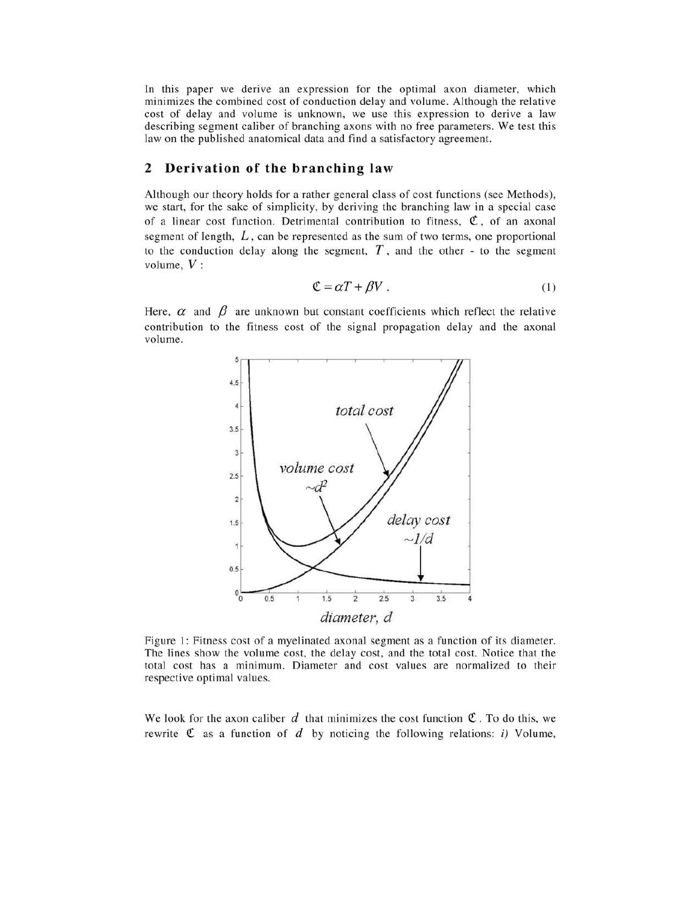In this paper we derive an expression for the optimal axon diameter, which minimizes the combined cost of conduction delay and volume. Although the relative cost of delay and volume is unknown, we use this expression to derive a law describing segment caliber of branching axons with no free parameters. We test this law on the published anatomical data and find a satisfactory agreement.

## 2 Derivation of the branching law

Although our theory holds for a rather general class of cost functions (see Methods), we start, for the sake of simplicity, by deriving the branching law in a special case of a linear cost function. Detrimental contribution to fitness, $\mathfrak{C}$, of an axonal segment of length, $L$, can be represented as the sum of two terms, one proportional to the conduction delay along the segment, $T$, and the other - to the segment volume, $V$:

$$\mathfrak{C} = \alpha T + \beta V . \tag{1}$$

Here, $\alpha$ and $\beta$ are unknown but constant coefficients which reflect the relative contribution to the fitness cost of the signal propagation delay and the axonal volume.

Figure 1: Fitness cost of a myelinated axonal segment as a function of its diameter. The lines show the volume cost, the delay cost, and the total cost. Notice that the total cost has a minimum. Diameter and cost values are normalized to their respective optimal values.

We look for the axon caliber $d$ that minimizes the cost function $\mathfrak{C}$. To do this, we rewrite $\mathfrak{C}$ as a function of $d$ by noticing the following relations: *i)* Volume,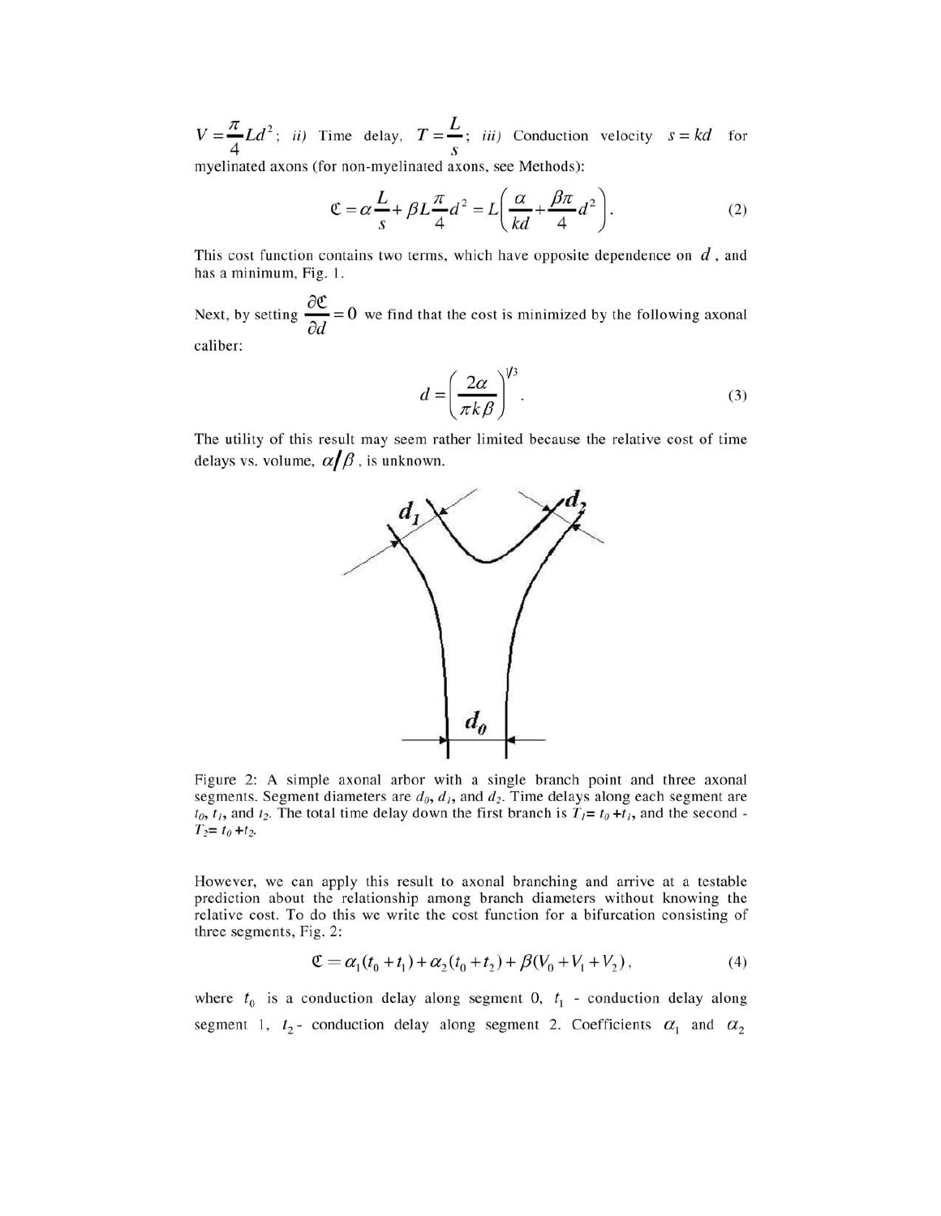$V = \frac{\pi}{4} L d^2$; *ii)* Time delay, $T = \frac{L}{s}$; *iii)* Conduction velocity $s = kd$ for myelinated axons (for non-myelinated axons, see Methods):

$$\mathfrak{C} = \alpha \frac{L}{s} + \beta L \frac{\pi}{4} d^2 = L\left( \frac{\alpha}{kd} + \frac{\beta \pi}{4} d^2 \right). \tag{2}$$

This cost function contains two terms, which have opposite dependence on $d$, and has a minimum, Fig. 1.

Next, by setting $\frac{\partial \mathfrak{C}}{\partial d} = 0$ we find that the cost is minimized by the following axonal caliber:

$$d = \left( \frac{2\alpha}{\pi k \beta} \right)^{1/3}. \tag{3}$$

The utility of this result may seem rather limited because the relative cost of time delays vs. volume, $\alpha / \beta$, is unknown.

Figure 2: A simple axonal arbor with a single branch point and three axonal segments. Segment diameters are $d_0$, $d_1$, and $d_2$. Time delays along each segment are $t_0$, $t_1$, and $t_2$. The total time delay down the first branch is $T_1 = t_0 + t_1$, and the second - $T_2 = t_0 + t_2$.

However, we can apply this result to axonal branching and arrive at a testable prediction about the relationship among branch diameters without knowing the relative cost. To do this we write the cost function for a bifurcation consisting of three segments, Fig. 2:

$$\mathfrak{C} = \alpha_1 (t_0 + t_1) + \alpha_2 (t_0 + t_2) + \beta (V_0 + V_1 + V_2), \tag{4}$$

where $t_0$ is a conduction delay along segment 0, $t_1$ - conduction delay along segment 1, $t_2$ - conduction delay along segment 2. Coefficients $\alpha_1$ and $\alpha_2$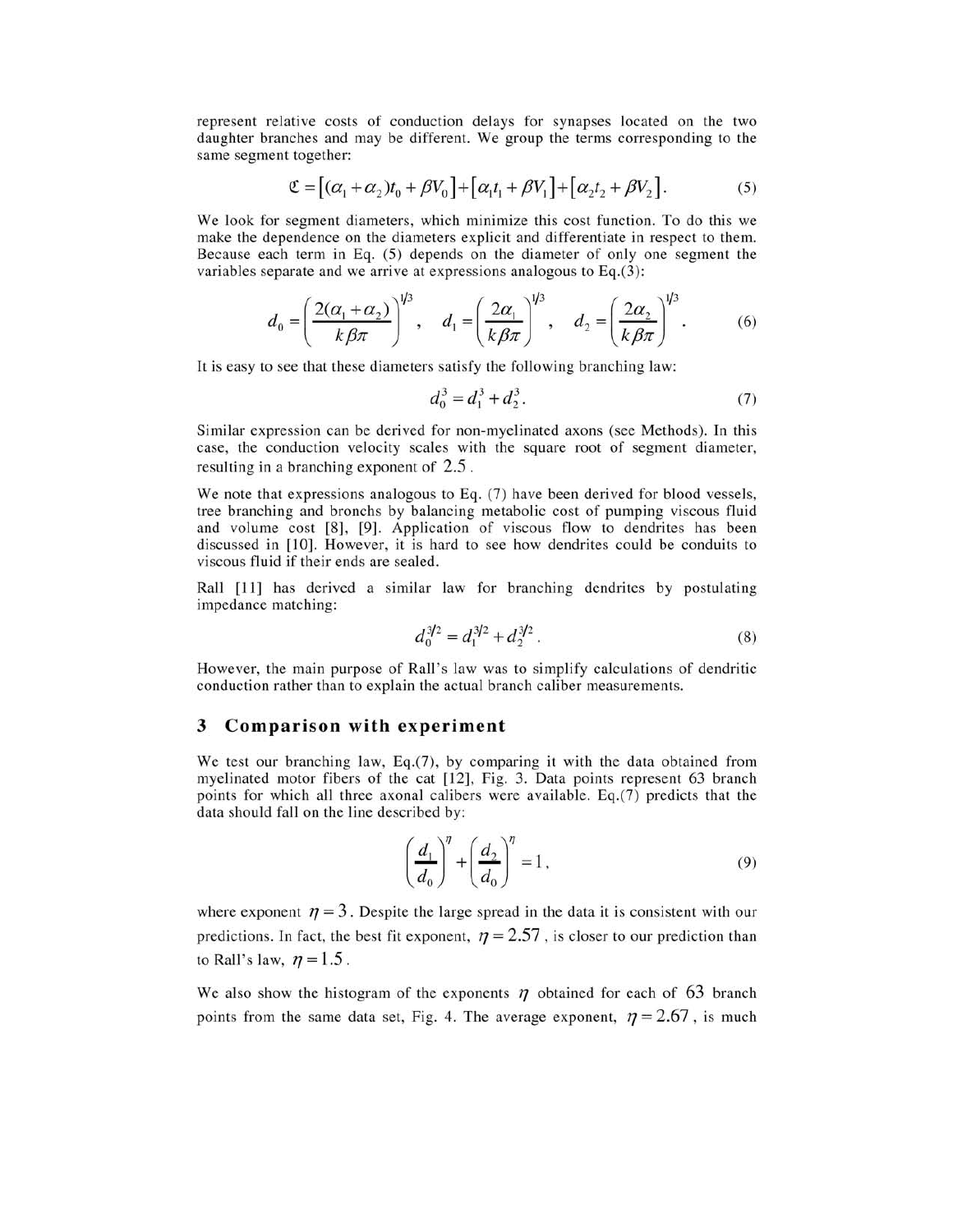represent relative costs of conduction delays for synapses located on the two daughter branches and may be different. We group the terms corresponding to the same segment together:

$$\mathfrak{C} = \left[(\alpha_1 + \alpha_2)t_0 + \beta V_0\right] + \left[\alpha_1 t_1 + \beta V_1\right] + \left[\alpha_2 t_2 + \beta V_2\right]. \tag{5}$$

We look for segment diameters, which minimize this cost function. To do this we make the dependence on the diameters explicit and differentiate in respect to them. Because each term in Eq. (5) depends on the diameter of only one segment the variables separate and we arrive at expressions analogous to Eq.(3):

$$d_0 = \left(\frac{2(\alpha_1 + \alpha_2)}{k\beta\pi}\right)^{1/3}, \quad d_1 = \left(\frac{2\alpha_1}{k\beta\pi}\right)^{1/3}, \quad d_2 = \left(\frac{2\alpha_2}{k\beta\pi}\right)^{1/3}. \tag{6}$$

It is easy to see that these diameters satisfy the following branching law:

$$d_0^3 = d_1^3 + d_2^3. \tag{7}$$

Similar expression can be derived for non-myelinated axons (see Methods). In this case, the conduction velocity scales with the square root of segment diameter, resulting in a branching exponent of $2.5$.

We note that expressions analogous to Eq. (7) have been derived for blood vessels, tree branching and bronchs by balancing metabolic cost of pumping viscous fluid and volume cost [8], [9]. Application of viscous flow to dendrites has been discussed in [10]. However, it is hard to see how dendrites could be conduits to viscous fluid if their ends are sealed.

Rall [11] has derived a similar law for branching dendrites by postulating impedance matching:

$$d_0^{3/2} = d_1^{3/2} + d_2^{3/2}. \tag{8}$$

However, the main purpose of Rall's law was to simplify calculations of dendritic conduction rather than to explain the actual branch caliber measurements.

## 3 Comparison with experiment

We test our branching law, Eq.(7), by comparing it with the data obtained from myelinated motor fibers of the cat [12], Fig. 3. Data points represent 63 branch points for which all three axonal calibers were available. Eq.(7) predicts that the data should fall on the line described by:

$$\left(\frac{d_1}{d_0}\right)^{\eta} + \left(\frac{d_2}{d_0}\right)^{\eta} = 1, \tag{9}$$

where exponent $\eta = 3$. Despite the large spread in the data it is consistent with our predictions. In fact, the best fit exponent, $\eta = 2.57$, is closer to our prediction than to Rall's law, $\eta = 1.5$.

We also show the histogram of the exponents $\eta$ obtained for each of $63$ branch points from the same data set, Fig. 4. The average exponent, $\eta = 2.67$, is much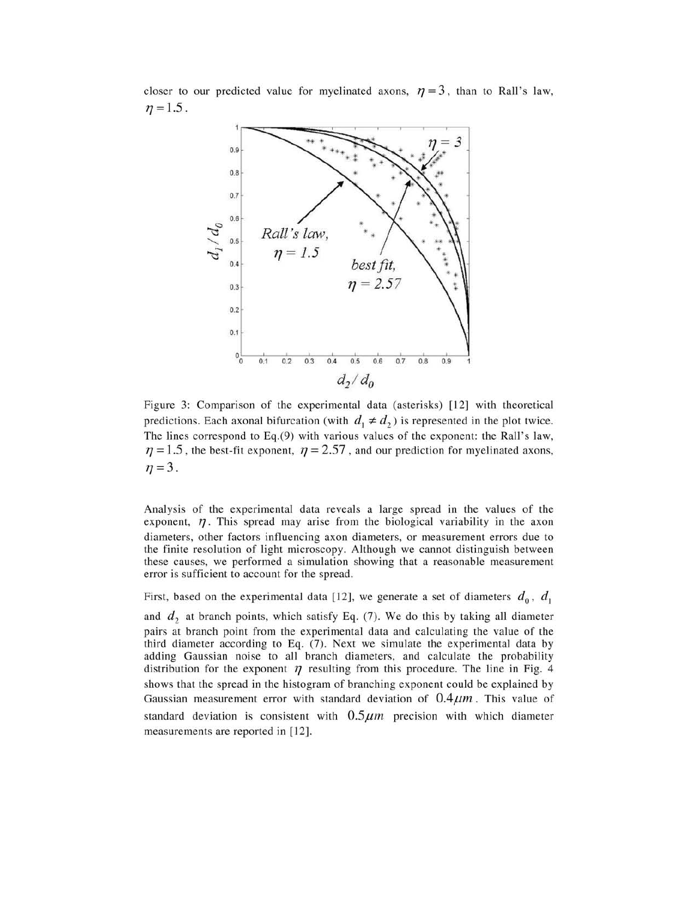closer to our predicted value for myelinated axons, $\eta = 3$, than to Rall's law, $\eta = 1.5$.

Figure 3: Comparison of the experimental data (asterisks) [12] with theoretical predictions. Each axonal bifurcation (with $d_1 \neq d_2$) is represented in the plot twice. The lines correspond to Eq.(9) with various values of the exponent: the Rall's law, $\eta = 1.5$, the best-fit exponent, $\eta = 2.57$, and our prediction for myelinated axons, $\eta = 3$.

Analysis of the experimental data reveals a large spread in the values of the exponent, $\eta$. This spread may arise from the biological variability in the axon diameters, other factors influencing axon diameters, or measurement errors due to the finite resolution of light microscopy. Although we cannot distinguish between these causes, we performed a simulation showing that a reasonable measurement error is sufficient to account for the spread.

First, based on the experimental data [12], we generate a set of diameters $d_0$, $d_1$ and $d_2$ at branch points, which satisfy Eq. (7). We do this by taking all diameter pairs at branch point from the experimental data and calculating the value of the third diameter according to Eq. (7). Next we simulate the experimental data by adding Gaussian noise to all branch diameters, and calculate the probability distribution for the exponent $\eta$ resulting from this procedure. The line in Fig. 4 shows that the spread in the histogram of branching exponent could be explained by Gaussian measurement error with standard deviation of $0.4\mu m$. This value of standard deviation is consistent with $0.5\mu m$ precision with which diameter measurements are reported in [12].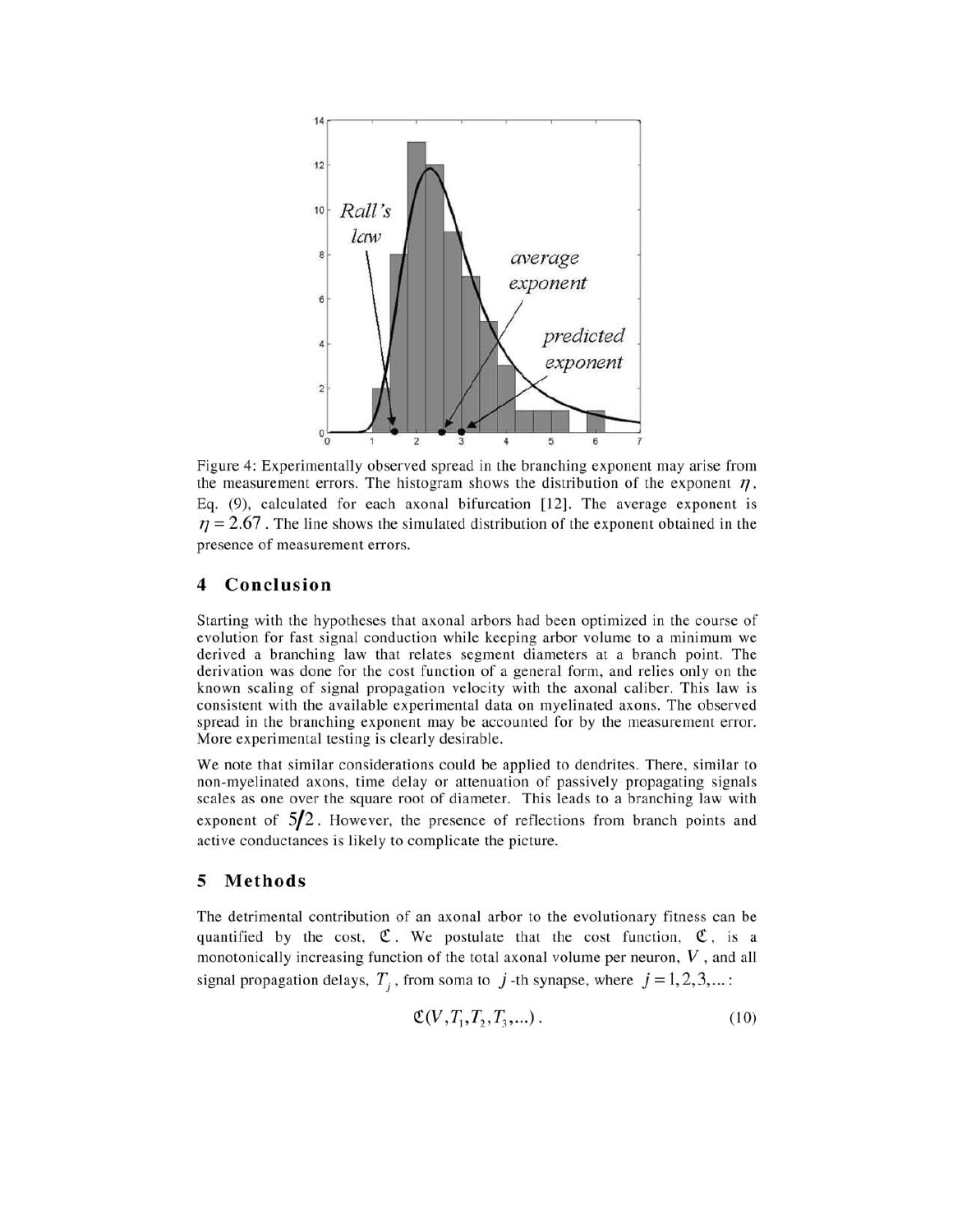Figure 4: Experimentally observed spread in the branching exponent may arise from the measurement errors. The histogram shows the distribution of the exponent $\eta$, Eq. (9), calculated for each axonal bifurcation [12]. The average exponent is $\eta = 2.67$. The line shows the simulated distribution of the exponent obtained in the presence of measurement errors.

## 4 Conclusion

Starting with the hypotheses that axonal arbors had been optimized in the course of evolution for fast signal conduction while keeping arbor volume to a minimum we derived a branching law that relates segment diameters at a branch point. The derivation was done for the cost function of a general form, and relies only on the known scaling of signal propagation velocity with the axonal caliber. This law is consistent with the available experimental data on myelinated axons. The observed spread in the branching exponent may be accounted for by the measurement error. More experimental testing is clearly desirable.

We note that similar considerations could be applied to dendrites. There, similar to non-myelinated axons, time delay or attenuation of passively propagating signals scales as one over the square root of diameter. This leads to a branching law with exponent of $5/2$. However, the presence of reflections from branch points and active conductances is likely to complicate the picture.

## 5 Methods

The detrimental contribution of an axonal arbor to the evolutionary fitness can be quantified by the cost, $\mathfrak{C}$. We postulate that the cost function, $\mathfrak{C}$, is a monotonically increasing function of the total axonal volume per neuron, $V$, and all signal propagation delays, $T_j$, from soma to $j$-th synapse, where $j = 1, 2, 3, \ldots$:

$$\mathfrak{C}(V, T_1, T_2, T_3, \ldots). \tag{10}$$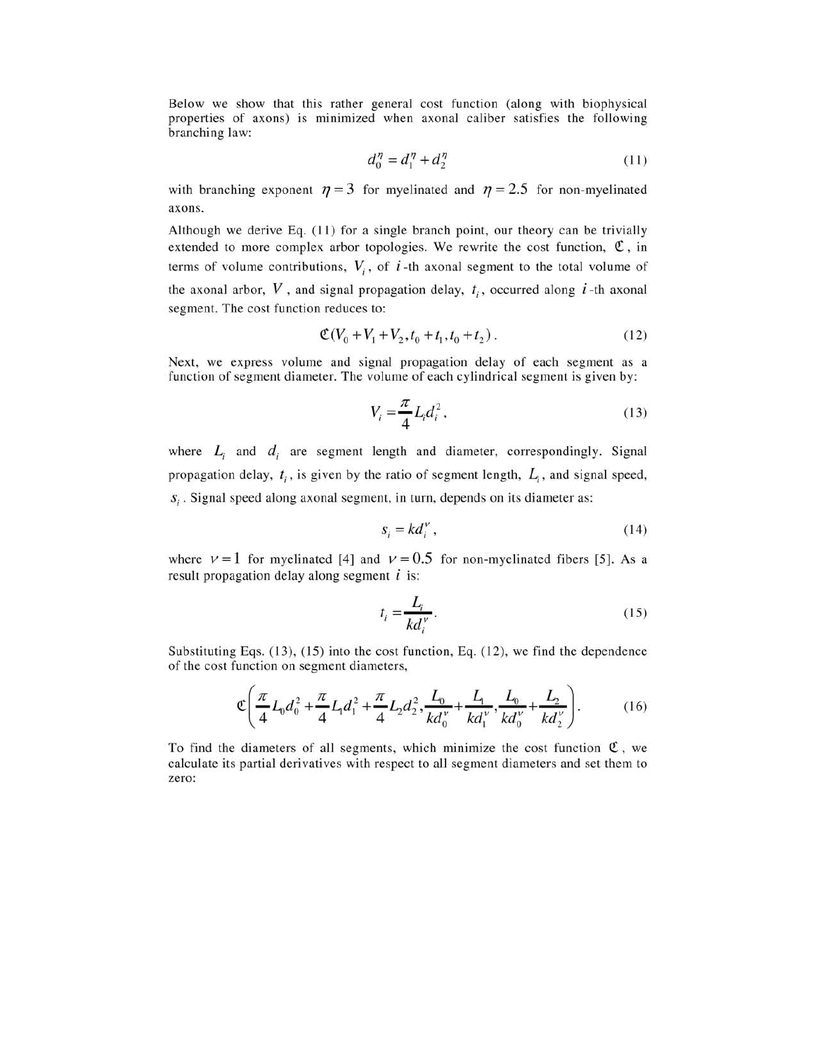Below we show that this rather general cost function (along with biophysical properties of axons) is minimized when axonal caliber satisfies the following branching law:

$$d_0^\eta = d_1^\eta + d_2^\eta \tag{11}$$

with branching exponent $\eta = 3$ for myelinated and $\eta = 2.5$ for non-myelinated axons.

Although we derive Eq. (11) for a single branch point, our theory can be trivially extended to more complex arbor topologies. We rewrite the cost function, $\mathfrak{C}$, in terms of volume contributions, $V_i$, of $i$-th axonal segment to the total volume of the axonal arbor, $V$, and signal propagation delay, $t_i$, occurred along $i$-th axonal segment. The cost function reduces to:

$$\mathfrak{C}(V_0 + V_1 + V_2, t_0 + t_1, t_0 + t_2). \tag{12}$$

Next, we express volume and signal propagation delay of each segment as a function of segment diameter. The volume of each cylindrical segment is given by:

$$V_i = \frac{\pi}{4} L_i d_i^2, \tag{13}$$

where $L_i$ and $d_i$ are segment length and diameter, correspondingly. Signal propagation delay, $t_i$, is given by the ratio of segment length, $L_i$, and signal speed, $s_i$. Signal speed along axonal segment, in turn, depends on its diameter as:

$$s_i = k d_i^\nu, \tag{14}$$

where $\nu = 1$ for myelinated [4] and $\nu = 0.5$ for non-myelinated fibers [5]. As a result propagation delay along segment $i$ is:

$$t_i = \frac{L_i}{k d_i^\nu}. \tag{15}$$

Substituting Eqs. (13), (15) into the cost function, Eq. (12), we find the dependence of the cost function on segment diameters,

$$\mathfrak{C}\left(\frac{\pi}{4} L_0 d_0^2 + \frac{\pi}{4} L_1 d_1^2 + \frac{\pi}{4} L_2 d_2^2, \frac{L_0}{k d_0^\nu} + \frac{L_1}{k d_1^\nu}, \frac{L_0}{k d_0^\nu} + \frac{L_2}{k d_2^\nu}\right). \tag{16}$$

To find the diameters of all segments, which minimize the cost function $\mathfrak{C}$, we calculate its partial derivatives with respect to all segment diameters and set them to zero: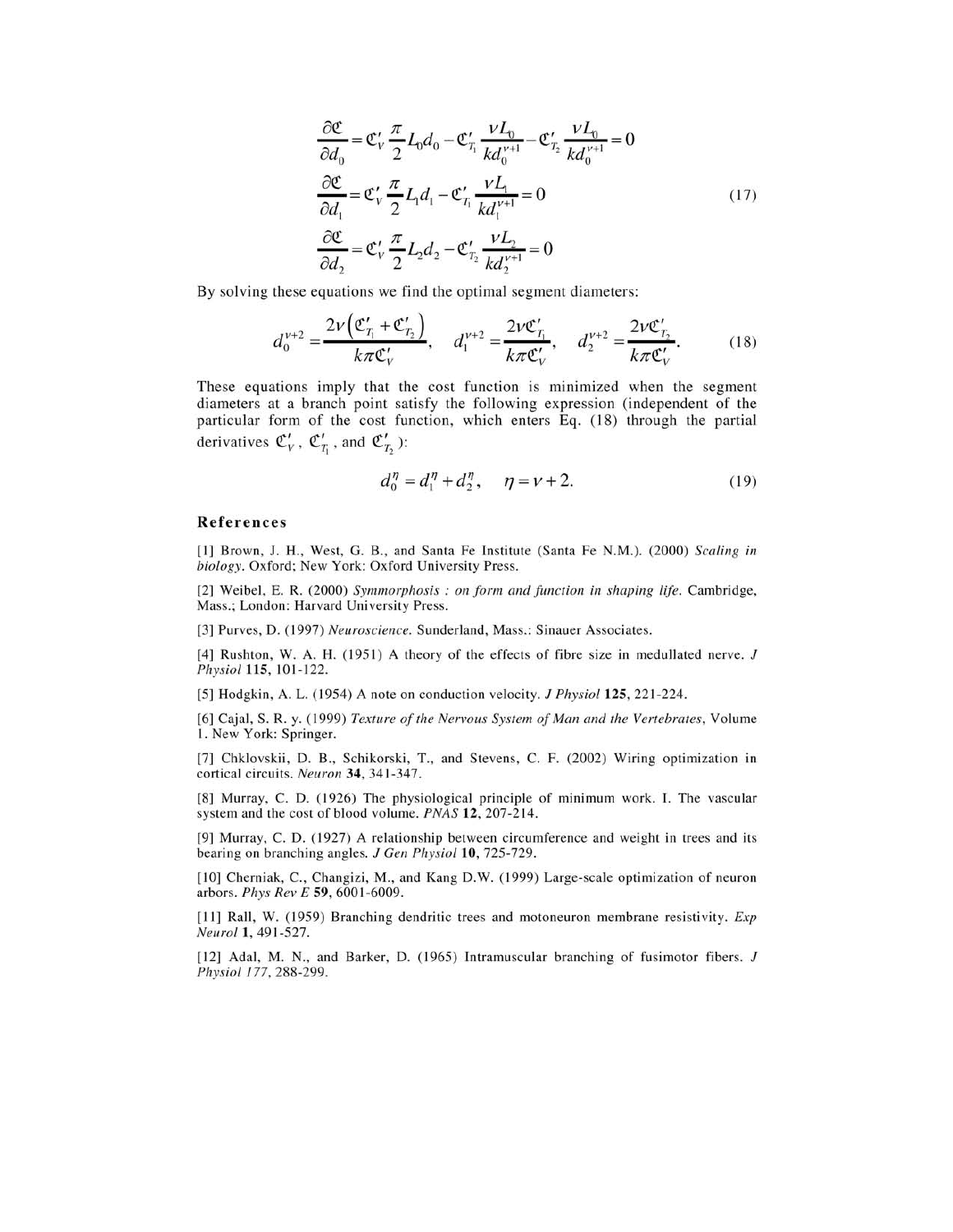$$
\begin{aligned}
\frac{\partial \mathfrak{C}}{\partial d_0} &= \mathfrak{C}'_V \frac{\pi}{2} L_0 d_0 - \mathfrak{C}'_{T_1} \frac{\nu L_0}{k d_0^{\nu+1}} - \mathfrak{C}'_{T_2} \frac{\nu L_0}{k d_0^{\nu+1}} = 0 \\
\frac{\partial \mathfrak{C}}{\partial d_1} &= \mathfrak{C}'_V \frac{\pi}{2} L_1 d_1 - \mathfrak{C}'_{T_1} \frac{\nu L_1}{k d_1^{\nu+1}} = 0 \\
\frac{\partial \mathfrak{C}}{\partial d_2} &= \mathfrak{C}'_V \frac{\pi}{2} L_2 d_2 - \mathfrak{C}'_{T_2} \frac{\nu L_2}{k d_2^{\nu+1}} = 0
\end{aligned}
\tag{17}
$$

By solving these equations we find the optimal segment diameters:

$$
d_0^{\nu+2} = \frac{2\nu\left(\mathfrak{C}'_{T_1} + \mathfrak{C}'_{T_2}\right)}{k\pi\mathfrak{C}'_V}, \quad d_1^{\nu+2} = \frac{2\nu\mathfrak{C}'_{T_1}}{k\pi\mathfrak{C}'_V}, \quad d_2^{\nu+2} = \frac{2\nu\mathfrak{C}'_{T_2}}{k\pi\mathfrak{C}'_V}. \tag{18}
$$

These equations imply that the cost function is minimized when the segment diameters at a branch point satisfy the following expression (independent of the particular form of the cost function, which enters Eq. (18) through the partial derivatives $\mathfrak{C}'_V$, $\mathfrak{C}'_{T_1}$, and $\mathfrak{C}'_{T_2}$):

$$
d_0^{\eta} = d_1^{\eta} + d_2^{\eta}, \quad \eta = \nu + 2. \tag{19}
$$

## References

[1] Brown, J. H., West, G. B., and Santa Fe Institute (Santa Fe N.M.). (2000) *Scaling in biology*. Oxford; New York: Oxford University Press.

[2] Weibel, E. R. (2000) *Symmorphosis : on form and function in shaping life*. Cambridge, Mass.; London: Harvard University Press.

[3] Purves, D. (1997) *Neuroscience*. Sunderland, Mass.: Sinauer Associates.

[4] Rushton, W. A. H. (1951) A theory of the effects of fibre size in medullated nerve. *J Physiol* **115**, 101-122.

[5] Hodgkin, A. L. (1954) A note on conduction velocity. *J Physiol* **125**, 221-224.

[6] Cajal, S. R. y. (1999) *Texture of the Nervous System of Man and the Vertebrates*, Volume 1. New York: Springer.

[7] Chklovskii, D. B., Schikorski, T., and Stevens, C. F. (2002) Wiring optimization in cortical circuits. *Neuron* **34**, 341-347.

[8] Murray, C. D. (1926) The physiological principle of minimum work. I. The vascular system and the cost of blood volume. *PNAS* **12**, 207-214.

[9] Murray, C. D. (1927) A relationship between circumference and weight in trees and its bearing on branching angles. *J Gen Physiol* **10**, 725-729.

[10] Cherniak, C., Changizi, M., and Kang D.W. (1999) Large-scale optimization of neuron arbors. *Phys Rev E* **59**, 6001-6009.

[11] Rall, W. (1959) Branching dendritic trees and motoneuron membrane resistivity. *Exp Neurol* **1**, 491-527.

[12] Adal, M. N., and Barker, D. (1965) Intramuscular branching of fusimotor fibers. *J Physiol 177*, 288-299.